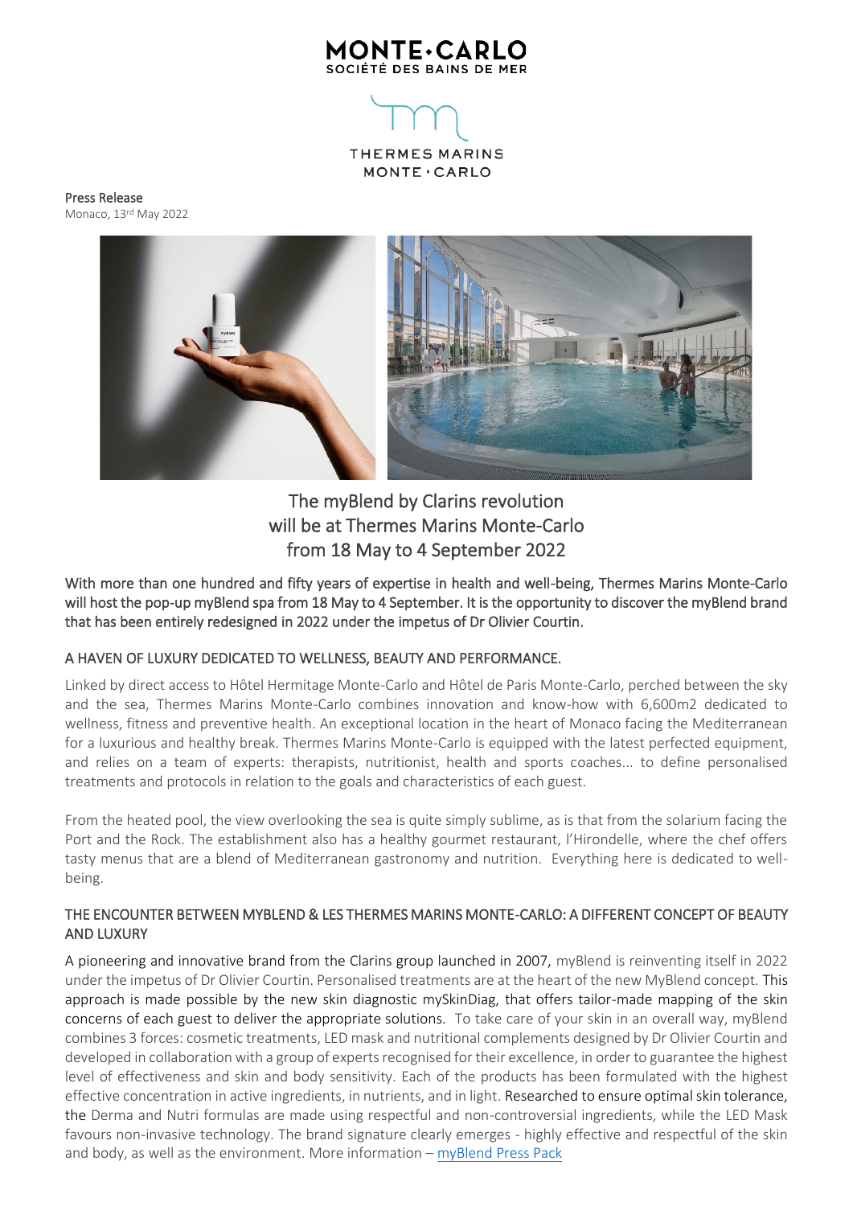MONTE·CARLO
SOCIÉTÉ DES BAINS DE MER

THERMES MARINS
MONTE·CARLO

Press Release
Monaco, 13rd May 2022

# The myBlend by Clarins revolution will be at Thermes Marins Monte-Carlo from 18 May to 4 September 2022

With more than one hundred and fifty years of expertise in health and well-being, Thermes Marins Monte-Carlo will host the pop-up myBlend spa from 18 May to 4 September. It is the opportunity to discover the myBlend brand that has been entirely redesigned in 2022 under the impetus of Dr Olivier Courtin.

## A HAVEN OF LUXURY DEDICATED TO WELLNESS, BEAUTY AND PERFORMANCE.

Linked by direct access to Hôtel Hermitage Monte-Carlo and Hôtel de Paris Monte-Carlo, perched between the sky and the sea, Thermes Marins Monte-Carlo combines innovation and know-how with 6,600m2 dedicated to wellness, fitness and preventive health. An exceptional location in the heart of Monaco facing the Mediterranean for a luxurious and healthy break. Thermes Marins Monte-Carlo is equipped with the latest perfected equipment, and relies on a team of experts: therapists, nutritionist, health and sports coaches... to define personalised treatments and protocols in relation to the goals and characteristics of each guest.

From the heated pool, the view overlooking the sea is quite simply sublime, as is that from the solarium facing the Port and the Rock. The establishment also has a healthy gourmet restaurant, l'Hirondelle, where the chef offers tasty menus that are a blend of Mediterranean gastronomy and nutrition. Everything here is dedicated to well-being.

## THE ENCOUNTER BETWEEN MYBLEND & LES THERMES MARINS MONTE-CARLO: A DIFFERENT CONCEPT OF BEAUTY AND LUXURY

A pioneering and innovative brand from the Clarins group launched in 2007, myBlend is reinventing itself in 2022 under the impetus of Dr Olivier Courtin. Personalised treatments are at the heart of the new MyBlend concept. This approach is made possible by the new skin diagnostic mySkinDiag, that offers tailor-made mapping of the skin concerns of each guest to deliver the appropriate solutions. To take care of your skin in an overall way, myBlend combines 3 forces: cosmetic treatments, LED mask and nutritional complements designed by Dr Olivier Courtin and developed in collaboration with a group of experts recognised for their excellence, in order to guarantee the highest level of effectiveness and skin and body sensitivity. Each of the products has been formulated with the highest effective concentration in active ingredients, in nutrients, and in light. Researched to ensure optimal skin tolerance, the Derma and Nutri formulas are made using respectful and non-controversial ingredients, while the LED Mask favours non-invasive technology. The brand signature clearly emerges - highly effective and respectful of the skin and body, as well as the environment. More information – myBlend Press Pack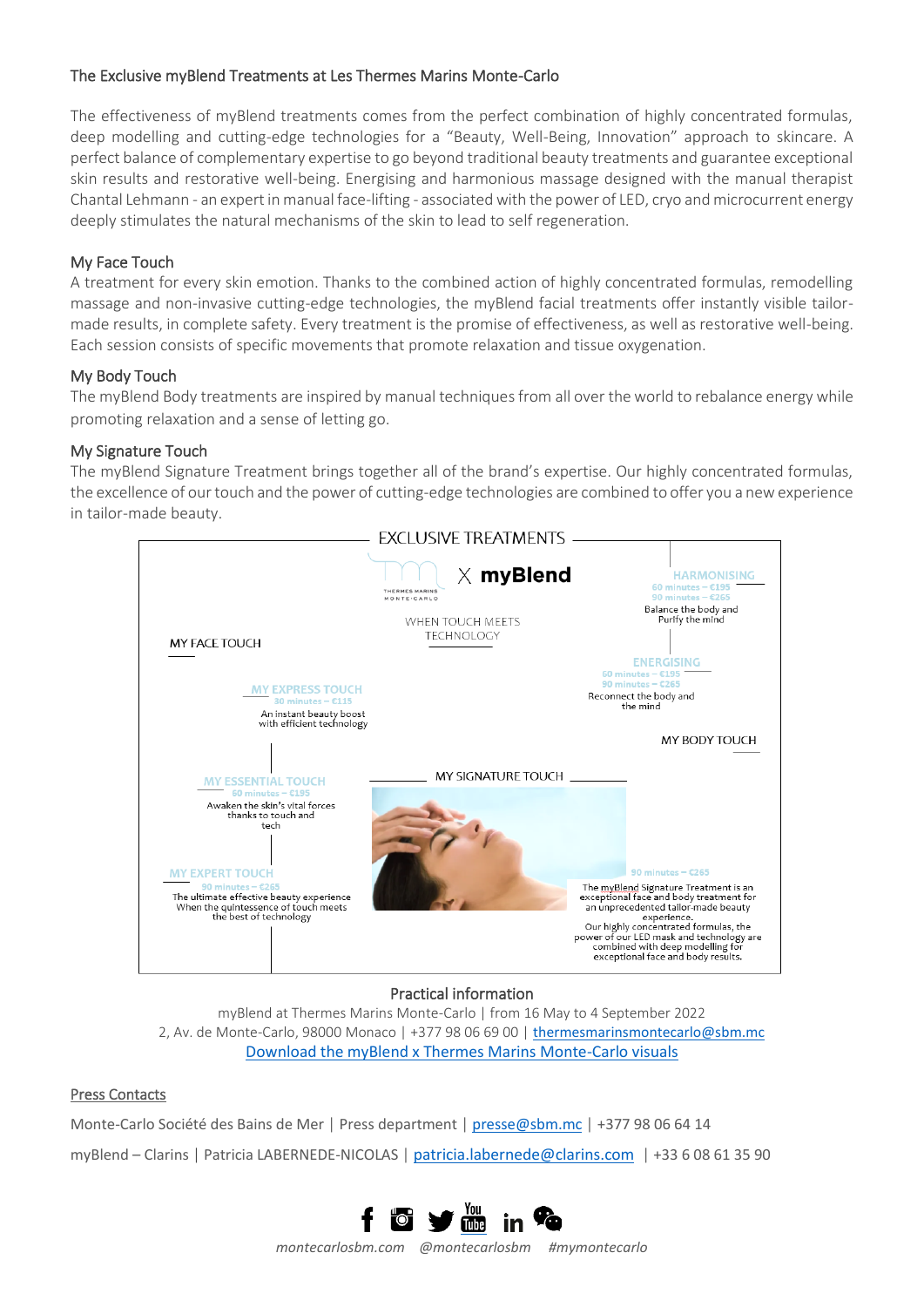## The Exclusive myBlend Treatments at Les Thermes Marins Monte-Carlo

The effectiveness of myBlend treatments comes from the perfect combination of highly concentrated formulas, deep modelling and cutting-edge technologies for a "Beauty, Well-Being, Innovation" approach to skincare. A perfect balance of complementary expertise to go beyond traditional beauty treatments and guarantee exceptional skin results and restorative well-being. Energising and harmonious massage designed with the manual therapist Chantal Lehmann - an expert in manual face-lifting - associated with the power of LED, cryo and microcurrent energy deeply stimulates the natural mechanisms of the skin to lead to self regeneration.

### My Face Touch

A treatment for every skin emotion. Thanks to the combined action of highly concentrated formulas, remodelling massage and non-invasive cutting-edge technologies, the myBlend facial treatments offer instantly visible tailor-made results, in complete safety. Every treatment is the promise of effectiveness, as well as restorative well-being. Each session consists of specific movements that promote relaxation and tissue oxygenation.

### My Body Touch

The myBlend Body treatments are inspired by manual techniques from all over the world to rebalance energy while promoting relaxation and a sense of letting go.

### My Signature Touch

The myBlend Signature Treatment brings together all of the brand's expertise. Our highly concentrated formulas, the excellence of our touch and the power of cutting-edge technologies are combined to offer you a new experience in tailor-made beauty.

EXCLUSIVE TREATMENTS

THERMES MARINS MONTE-CARLO X myBlend

WHEN TOUCH MEETS TECHNOLOGY

MY FACE TOUCH

MY EXPRESS TOUCH
30 minutes – €115
An instant beauty boost with efficient technology

MY ESSENTIAL TOUCH
60 minutes – €195
Awaken the skin's vital forces thanks to touch and tech

MY EXPERT TOUCH
90 minutes – €265
The ultimate effective beauty experience When the quintessence of touch meets the best of technology

MY BODY TOUCH

HARMONISING
60 minutes – €195
90 minutes – €265
Balance the body and Purify the mind

ENERGISING
60 minutes – €195
90 minutes – €265
Reconnect the body and the mind

MY SIGNATURE TOUCH

90 minutes – €265
The myBlend Signature Treatment is an exceptional face and body treatment for an unprecedented tailor-made beauty experience.
Our highly concentrated formulas, the power of our LED mask and technology are combined with deep modelling for exceptional face and body results.

### Practical information

myBlend at Thermes Marins Monte-Carlo | from 16 May to 4 September 2022
2, Av. de Monte-Carlo, 98000 Monaco | +377 98 06 69 00 | thermesmarinsmontecarlo@sbm.mc
Download the myBlend x Thermes Marins Monte-Carlo visuals

### Press Contacts

Monte-Carlo Société des Bains de Mer | Press department | presse@sbm.mc | +377 98 06 64 14

myBlend – Clarins | Patricia LABERNEDE-NICOLAS | patricia.labernede@clarins.com | +33 6 08 61 35 90

*montecarlosbm.com @montecarlosbm #mymontecarlo*